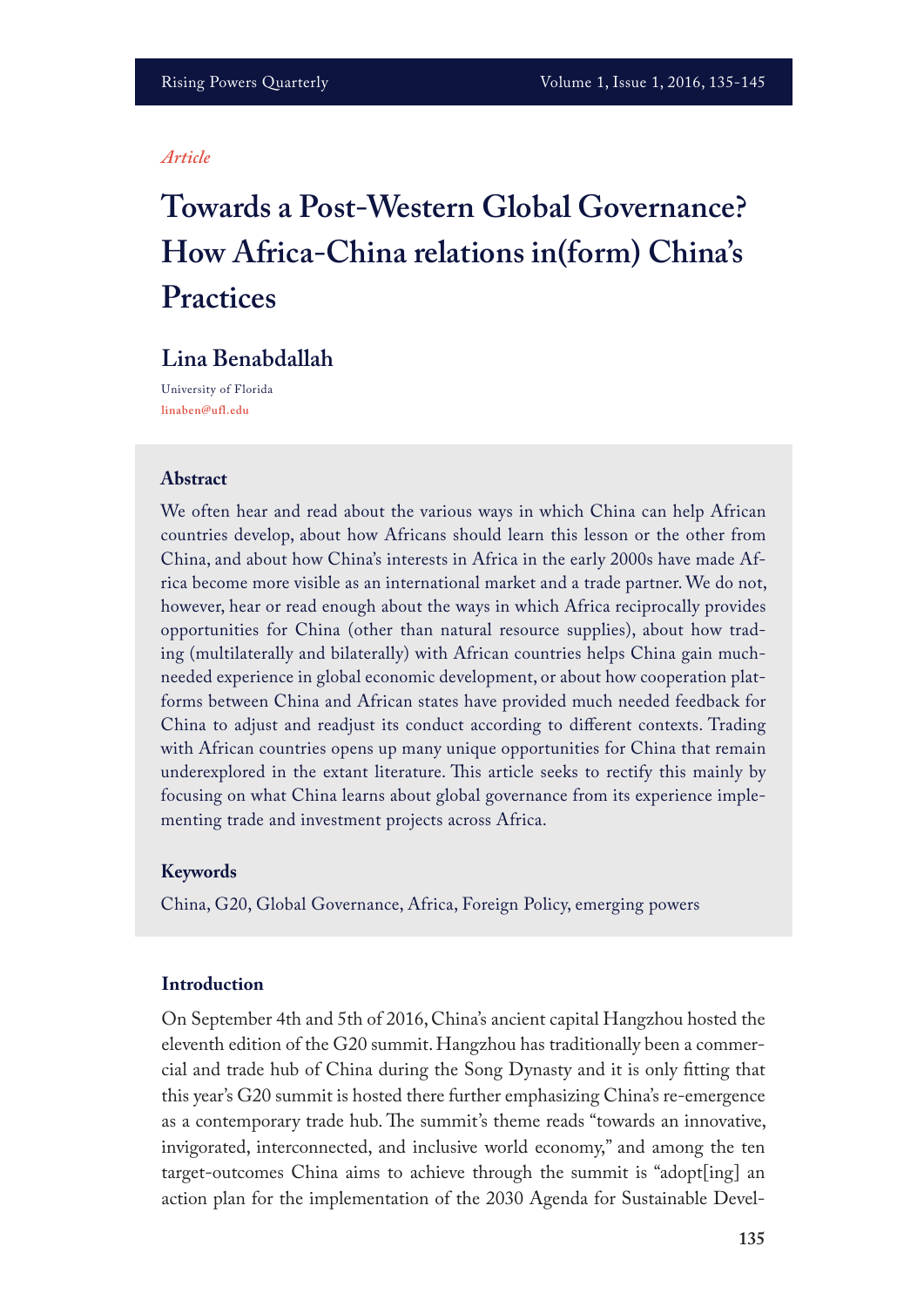*Article*

# Towards a Post-Western Global Governance? How Africa-China relations in(form) China's Practices

## Lina Benabdallah

University of Florida
linaben@ufl.edu

### Abstract

We often hear and read about the various ways in which China can help African countries develop, about how Africans should learn this lesson or the other from China, and about how China's interests in Africa in the early 2000s have made Africa become more visible as an international market and a trade partner. We do not, however, hear or read enough about the ways in which Africa reciprocally provides opportunities for China (other than natural resource supplies), about how trading (multilaterally and bilaterally) with African countries helps China gain much-needed experience in global economic development, or about how cooperation platforms between China and African states have provided much needed feedback for China to adjust and readjust its conduct according to different contexts. Trading with African countries opens up many unique opportunities for China that remain underexplored in the extant literature. This article seeks to rectify this mainly by focusing on what China learns about global governance from its experience implementing trade and investment projects across Africa.

### Keywords

China, G20, Global Governance, Africa, Foreign Policy, emerging powers

### Introduction

On September 4th and 5th of 2016, China's ancient capital Hangzhou hosted the eleventh edition of the G20 summit. Hangzhou has traditionally been a commercial and trade hub of China during the Song Dynasty and it is only fitting that this year's G20 summit is hosted there further emphasizing China's re-emergence as a contemporary trade hub. The summit's theme reads "towards an innovative, invigorated, interconnected, and inclusive world economy," and among the ten target-outcomes China aims to achieve through the summit is "adopt[ing] an action plan for the implementation of the 2030 Agenda for Sustainable Devel-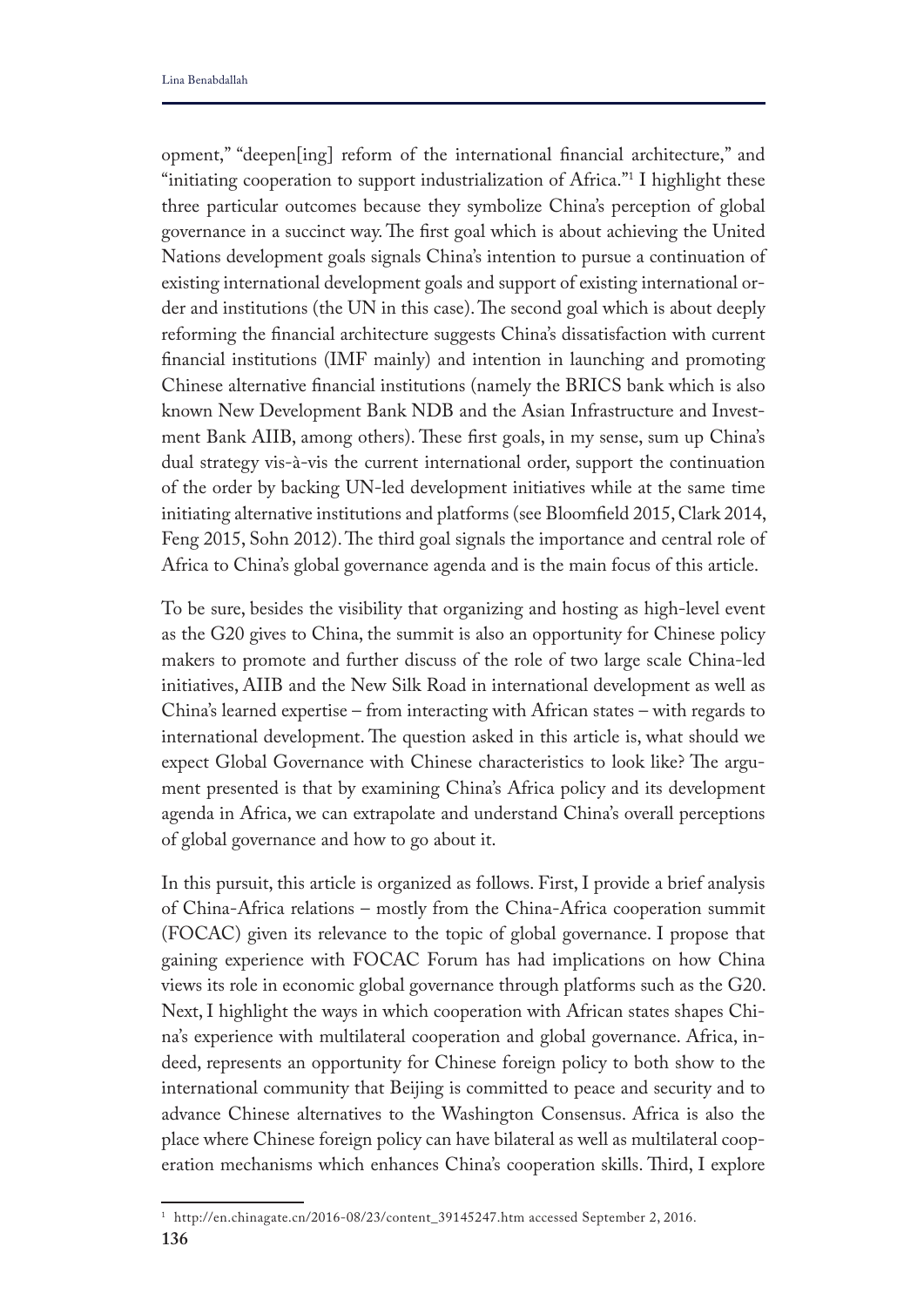opment," "deepen[ing] reform of the international financial architecture," and "initiating cooperation to support industrialization of Africa."[1] I highlight these three particular outcomes because they symbolize China's perception of global governance in a succinct way. The first goal which is about achieving the United Nations development goals signals China's intention to pursue a continuation of existing international development goals and support of existing international order and institutions (the UN in this case). The second goal which is about deeply reforming the financial architecture suggests China's dissatisfaction with current financial institutions (IMF mainly) and intention in launching and promoting Chinese alternative financial institutions (namely the BRICS bank which is also known New Development Bank NDB and the Asian Infrastructure and Investment Bank AIIB, among others). These first goals, in my sense, sum up China's dual strategy vis-à-vis the current international order, support the continuation of the order by backing UN-led development initiatives while at the same time initiating alternative institutions and platforms (see Bloomfield 2015, Clark 2014, Feng 2015, Sohn 2012). The third goal signals the importance and central role of Africa to China's global governance agenda and is the main focus of this article.

To be sure, besides the visibility that organizing and hosting as high-level event as the G20 gives to China, the summit is also an opportunity for Chinese policy makers to promote and further discuss of the role of two large scale China-led initiatives, AIIB and the New Silk Road in international development as well as China's learned expertise – from interacting with African states – with regards to international development. The question asked in this article is, what should we expect Global Governance with Chinese characteristics to look like? The argument presented is that by examining China's Africa policy and its development agenda in Africa, we can extrapolate and understand China's overall perceptions of global governance and how to go about it.

In this pursuit, this article is organized as follows. First, I provide a brief analysis of China-Africa relations – mostly from the China-Africa cooperation summit (FOCAC) given its relevance to the topic of global governance. I propose that gaining experience with FOCAC Forum has had implications on how China views its role in economic global governance through platforms such as the G20. Next, I highlight the ways in which cooperation with African states shapes China's experience with multilateral cooperation and global governance. Africa, indeed, represents an opportunity for Chinese foreign policy to both show to the international community that Beijing is committed to peace and security and to advance Chinese alternatives to the Washington Consensus. Africa is also the place where Chinese foreign policy can have bilateral as well as multilateral cooperation mechanisms which enhances China's cooperation skills. Third, I explore

[1] http://en.chinagate.cn/2016-08/23/content_39145247.htm accessed September 2, 2016.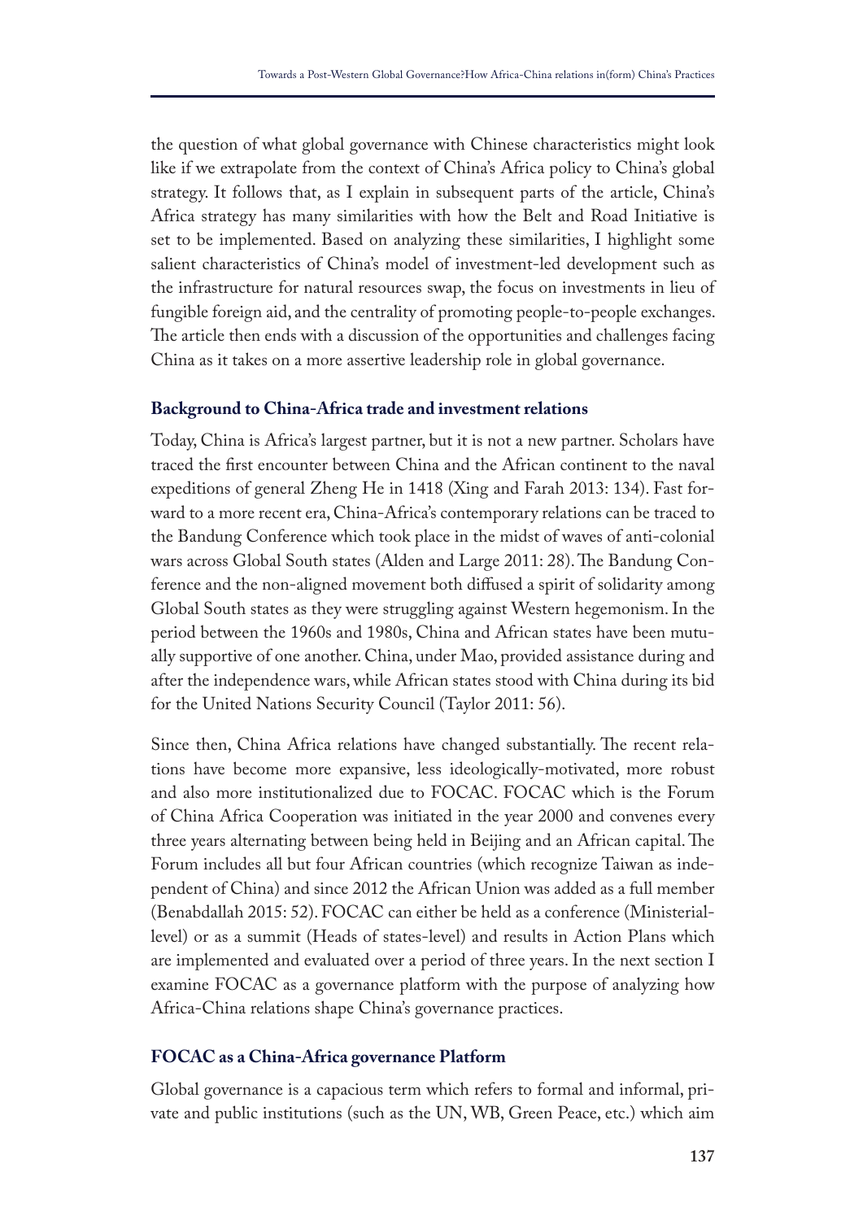the question of what global governance with Chinese characteristics might look like if we extrapolate from the context of China's Africa policy to China's global strategy. It follows that, as I explain in subsequent parts of the article, China's Africa strategy has many similarities with how the Belt and Road Initiative is set to be implemented. Based on analyzing these similarities, I highlight some salient characteristics of China's model of investment-led development such as the infrastructure for natural resources swap, the focus on investments in lieu of fungible foreign aid, and the centrality of promoting people-to-people exchanges. The article then ends with a discussion of the opportunities and challenges facing China as it takes on a more assertive leadership role in global governance.

## Background to China-Africa trade and investment relations

Today, China is Africa's largest partner, but it is not a new partner. Scholars have traced the first encounter between China and the African continent to the naval expeditions of general Zheng He in 1418 (Xing and Farah 2013: 134). Fast forward to a more recent era, China-Africa's contemporary relations can be traced to the Bandung Conference which took place in the midst of waves of anti-colonial wars across Global South states (Alden and Large 2011: 28). The Bandung Conference and the non-aligned movement both diffused a spirit of solidarity among Global South states as they were struggling against Western hegemonism. In the period between the 1960s and 1980s, China and African states have been mutually supportive of one another. China, under Mao, provided assistance during and after the independence wars, while African states stood with China during its bid for the United Nations Security Council (Taylor 2011: 56).

Since then, China Africa relations have changed substantially. The recent relations have become more expansive, less ideologically-motivated, more robust and also more institutionalized due to FOCAC. FOCAC which is the Forum of China Africa Cooperation was initiated in the year 2000 and convenes every three years alternating between being held in Beijing and an African capital. The Forum includes all but four African countries (which recognize Taiwan as independent of China) and since 2012 the African Union was added as a full member (Benabdallah 2015: 52). FOCAC can either be held as a conference (Ministerial-level) or as a summit (Heads of states-level) and results in Action Plans which are implemented and evaluated over a period of three years. In the next section I examine FOCAC as a governance platform with the purpose of analyzing how Africa-China relations shape China's governance practices.

## FOCAC as a China-Africa governance Platform

Global governance is a capacious term which refers to formal and informal, private and public institutions (such as the UN, WB, Green Peace, etc.) which aim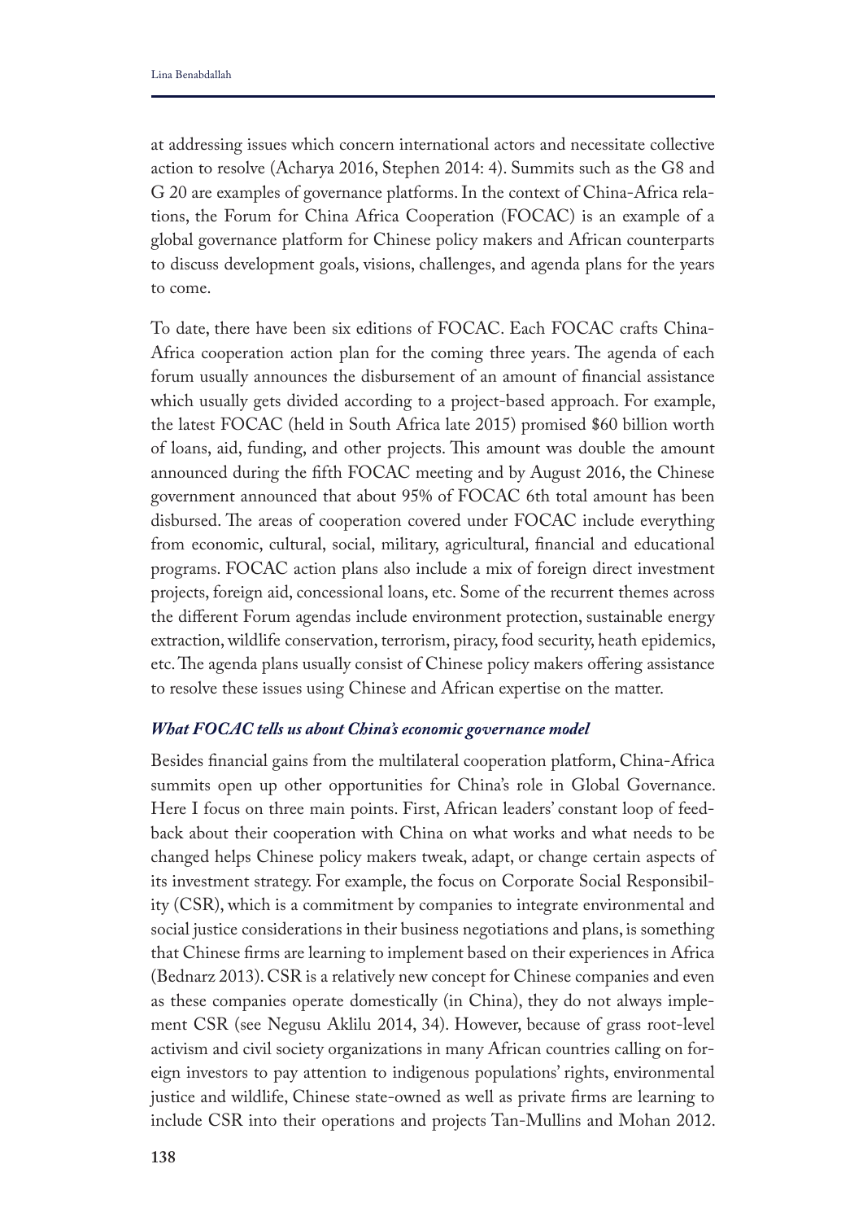at addressing issues which concern international actors and necessitate collective action to resolve (Acharya 2016, Stephen 2014: 4). Summits such as the G8 and G 20 are examples of governance platforms. In the context of China-Africa relations, the Forum for China Africa Cooperation (FOCAC) is an example of a global governance platform for Chinese policy makers and African counterparts to discuss development goals, visions, challenges, and agenda plans for the years to come.

To date, there have been six editions of FOCAC. Each FOCAC crafts China-Africa cooperation action plan for the coming three years. The agenda of each forum usually announces the disbursement of an amount of financial assistance which usually gets divided according to a project-based approach. For example, the latest FOCAC (held in South Africa late 2015) promised $60 billion worth of loans, aid, funding, and other projects. This amount was double the amount announced during the fifth FOCAC meeting and by August 2016, the Chinese government announced that about 95% of FOCAC 6th total amount has been disbursed. The areas of cooperation covered under FOCAC include everything from economic, cultural, social, military, agricultural, financial and educational programs. FOCAC action plans also include a mix of foreign direct investment projects, foreign aid, concessional loans, etc. Some of the recurrent themes across the different Forum agendas include environment protection, sustainable energy extraction, wildlife conservation, terrorism, piracy, food security, heath epidemics, etc. The agenda plans usually consist of Chinese policy makers offering assistance to resolve these issues using Chinese and African expertise on the matter.

### *What FOCAC tells us about China's economic governance model*

Besides financial gains from the multilateral cooperation platform, China-Africa summits open up other opportunities for China's role in Global Governance. Here I focus on three main points. First, African leaders' constant loop of feedback about their cooperation with China on what works and what needs to be changed helps Chinese policy makers tweak, adapt, or change certain aspects of its investment strategy. For example, the focus on Corporate Social Responsibility (CSR), which is a commitment by companies to integrate environmental and social justice considerations in their business negotiations and plans, is something that Chinese firms are learning to implement based on their experiences in Africa (Bednarz 2013). CSR is a relatively new concept for Chinese companies and even as these companies operate domestically (in China), they do not always implement CSR (see Negusu Aklilu 2014, 34). However, because of grass root-level activism and civil society organizations in many African countries calling on foreign investors to pay attention to indigenous populations' rights, environmental justice and wildlife, Chinese state-owned as well as private firms are learning to include CSR into their operations and projects Tan-Mullins and Mohan 2012.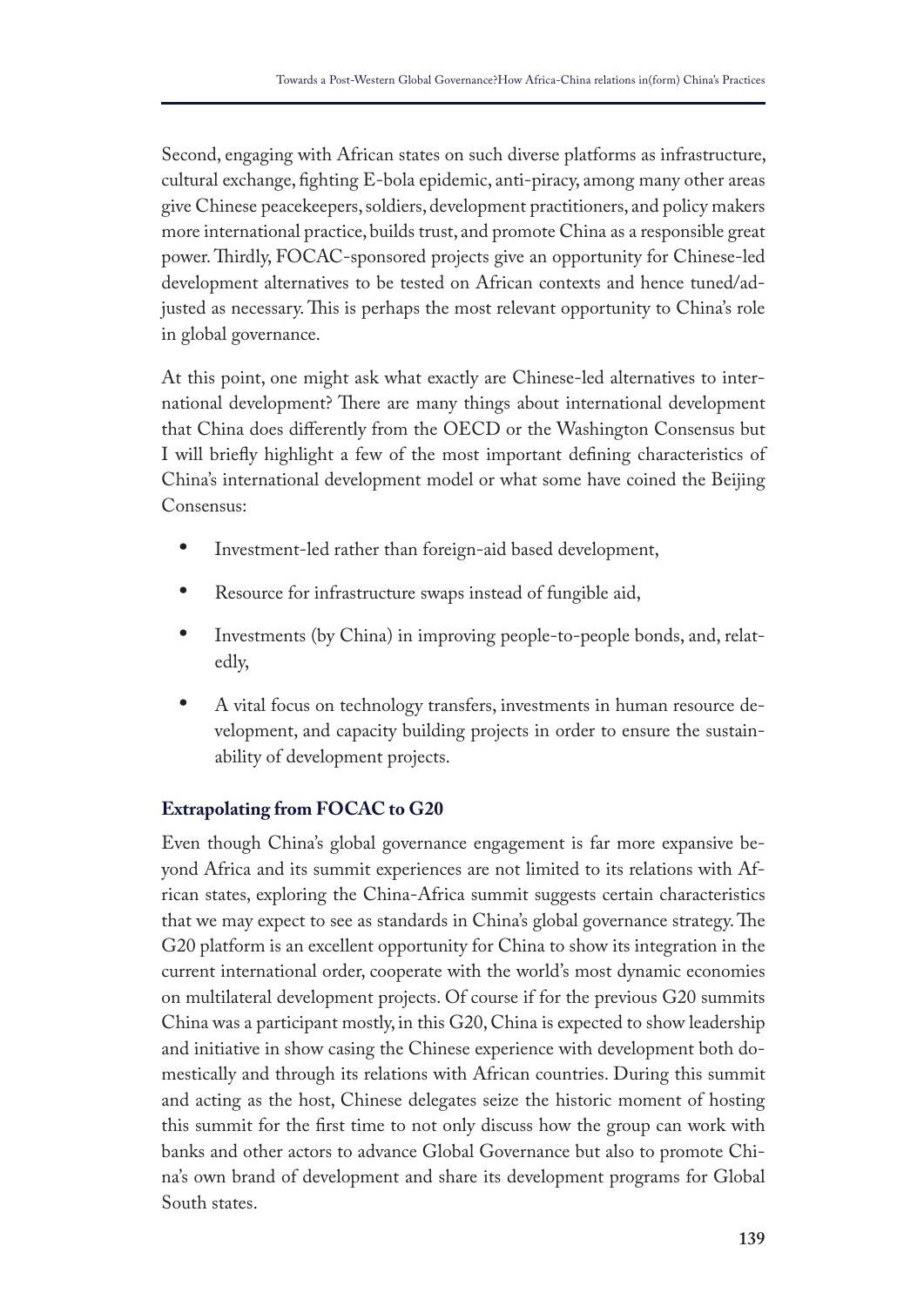Second, engaging with African states on such diverse platforms as infrastructure, cultural exchange, fighting E-bola epidemic, anti-piracy, among many other areas give Chinese peacekeepers, soldiers, development practitioners, and policy makers more international practice, builds trust, and promote China as a responsible great power. Thirdly, FOCAC-sponsored projects give an opportunity for Chinese-led development alternatives to be tested on African contexts and hence tuned/adjusted as necessary. This is perhaps the most relevant opportunity to China's role in global governance.

At this point, one might ask what exactly are Chinese-led alternatives to international development? There are many things about international development that China does differently from the OECD or the Washington Consensus but I will briefly highlight a few of the most important defining characteristics of China's international development model or what some have coined the Beijing Consensus:

- Investment-led rather than foreign-aid based development,
- Resource for infrastructure swaps instead of fungible aid,
- Investments (by China) in improving people-to-people bonds, and, relatedly,
- A vital focus on technology transfers, investments in human resource development, and capacity building projects in order to ensure the sustainability of development projects.

### Extrapolating from FOCAC to G20

Even though China's global governance engagement is far more expansive beyond Africa and its summit experiences are not limited to its relations with African states, exploring the China-Africa summit suggests certain characteristics that we may expect to see as standards in China's global governance strategy. The G20 platform is an excellent opportunity for China to show its integration in the current international order, cooperate with the world's most dynamic economies on multilateral development projects. Of course if for the previous G20 summits China was a participant mostly, in this G20, China is expected to show leadership and initiative in show casing the Chinese experience with development both domestically and through its relations with African countries. During this summit and acting as the host, Chinese delegates seize the historic moment of hosting this summit for the first time to not only discuss how the group can work with banks and other actors to advance Global Governance but also to promote China's own brand of development and share its development programs for Global South states.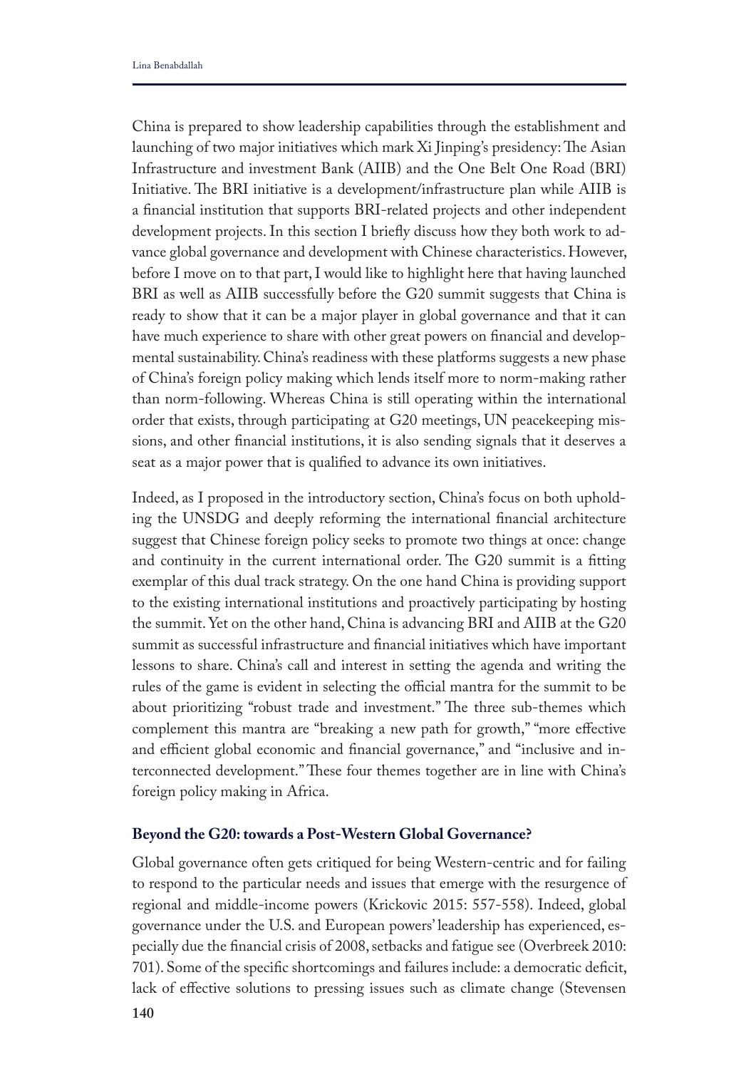China is prepared to show leadership capabilities through the establishment and launching of two major initiatives which mark Xi Jinping's presidency: The Asian Infrastructure and investment Bank (AIIB) and the One Belt One Road (BRI) Initiative. The BRI initiative is a development/infrastructure plan while AIIB is a financial institution that supports BRI-related projects and other independent development projects. In this section I briefly discuss how they both work to advance global governance and development with Chinese characteristics. However, before I move on to that part, I would like to highlight here that having launched BRI as well as AIIB successfully before the G20 summit suggests that China is ready to show that it can be a major player in global governance and that it can have much experience to share with other great powers on financial and developmental sustainability. China's readiness with these platforms suggests a new phase of China's foreign policy making which lends itself more to norm-making rather than norm-following. Whereas China is still operating within the international order that exists, through participating at G20 meetings, UN peacekeeping missions, and other financial institutions, it is also sending signals that it deserves a seat as a major power that is qualified to advance its own initiatives.

Indeed, as I proposed in the introductory section, China's focus on both upholding the UNSDG and deeply reforming the international financial architecture suggest that Chinese foreign policy seeks to promote two things at once: change and continuity in the current international order. The G20 summit is a fitting exemplar of this dual track strategy. On the one hand China is providing support to the existing international institutions and proactively participating by hosting the summit. Yet on the other hand, China is advancing BRI and AIIB at the G20 summit as successful infrastructure and financial initiatives which have important lessons to share. China's call and interest in setting the agenda and writing the rules of the game is evident in selecting the official mantra for the summit to be about prioritizing "robust trade and investment." The three sub-themes which complement this mantra are "breaking a new path for growth," "more effective and efficient global economic and financial governance," and "inclusive and interconnected development." These four themes together are in line with China's foreign policy making in Africa.

### Beyond the G20: towards a Post-Western Global Governance?

Global governance often gets critiqued for being Western-centric and for failing to respond to the particular needs and issues that emerge with the resurgence of regional and middle-income powers (Krickovic 2015: 557-558). Indeed, global governance under the U.S. and European powers' leadership has experienced, especially due the financial crisis of 2008, setbacks and fatigue see (Overbreek 2010: 701). Some of the specific shortcomings and failures include: a democratic deficit, lack of effective solutions to pressing issues such as climate change (Stevensen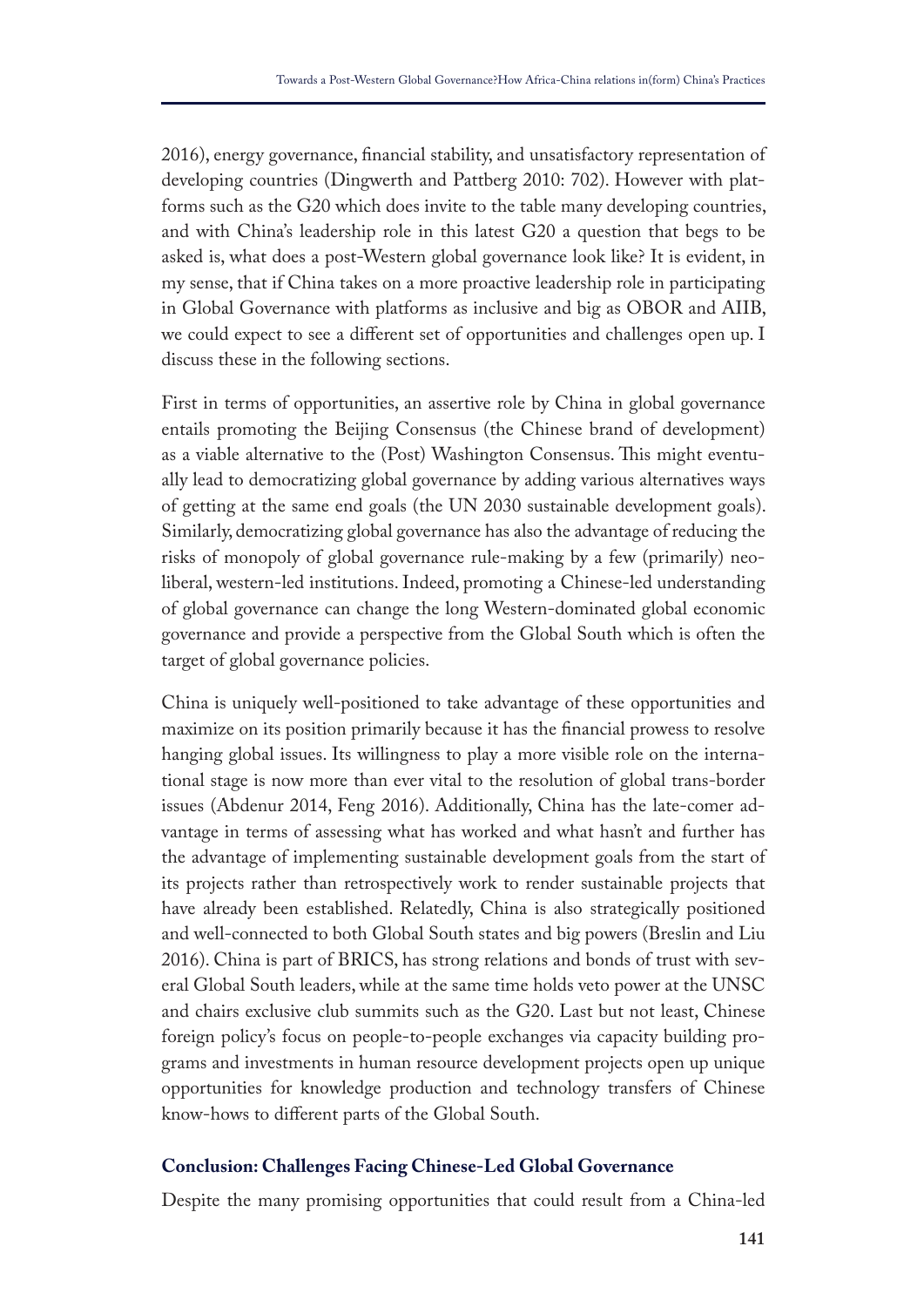2016), energy governance, financial stability, and unsatisfactory representation of developing countries (Dingwerth and Pattberg 2010: 702). However with platforms such as the G20 which does invite to the table many developing countries, and with China's leadership role in this latest G20 a question that begs to be asked is, what does a post-Western global governance look like? It is evident, in my sense, that if China takes on a more proactive leadership role in participating in Global Governance with platforms as inclusive and big as OBOR and AIIB, we could expect to see a different set of opportunities and challenges open up. I discuss these in the following sections.

First in terms of opportunities, an assertive role by China in global governance entails promoting the Beijing Consensus (the Chinese brand of development) as a viable alternative to the (Post) Washington Consensus. This might eventually lead to democratizing global governance by adding various alternatives ways of getting at the same end goals (the UN 2030 sustainable development goals). Similarly, democratizing global governance has also the advantage of reducing the risks of monopoly of global governance rule-making by a few (primarily) neoliberal, western-led institutions. Indeed, promoting a Chinese-led understanding of global governance can change the long Western-dominated global economic governance and provide a perspective from the Global South which is often the target of global governance policies.

China is uniquely well-positioned to take advantage of these opportunities and maximize on its position primarily because it has the financial prowess to resolve hanging global issues. Its willingness to play a more visible role on the international stage is now more than ever vital to the resolution of global trans-border issues (Abdenur 2014, Feng 2016). Additionally, China has the late-comer advantage in terms of assessing what has worked and what hasn't and further has the advantage of implementing sustainable development goals from the start of its projects rather than retrospectively work to render sustainable projects that have already been established. Relatedly, China is also strategically positioned and well-connected to both Global South states and big powers (Breslin and Liu 2016). China is part of BRICS, has strong relations and bonds of trust with several Global South leaders, while at the same time holds veto power at the UNSC and chairs exclusive club summits such as the G20. Last but not least, Chinese foreign policy's focus on people-to-people exchanges via capacity building programs and investments in human resource development projects open up unique opportunities for knowledge production and technology transfers of Chinese know-hows to different parts of the Global South.

### Conclusion: Challenges Facing Chinese-Led Global Governance

Despite the many promising opportunities that could result from a China-led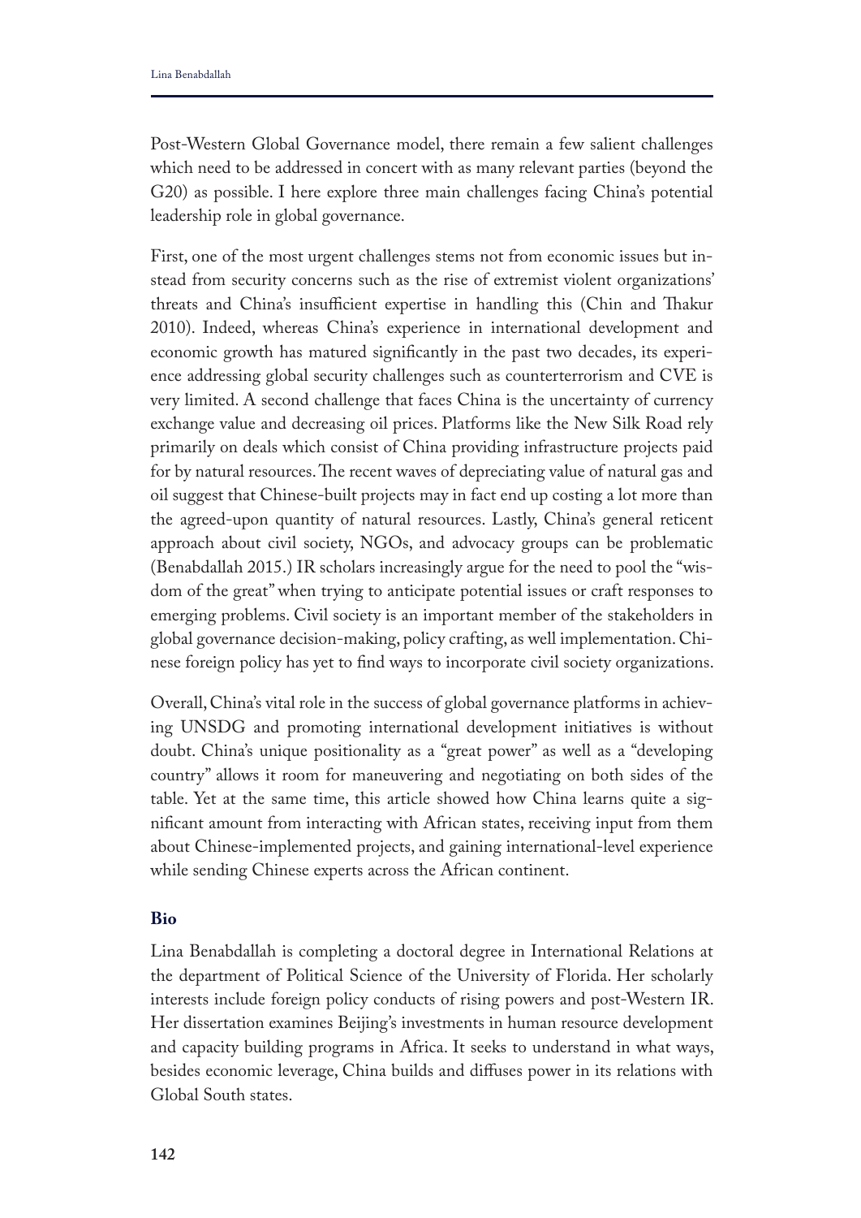Post-Western Global Governance model, there remain a few salient challenges which need to be addressed in concert with as many relevant parties (beyond the G20) as possible. I here explore three main challenges facing China's potential leadership role in global governance.

First, one of the most urgent challenges stems not from economic issues but instead from security concerns such as the rise of extremist violent organizations' threats and China's insufficient expertise in handling this (Chin and Thakur 2010). Indeed, whereas China's experience in international development and economic growth has matured significantly in the past two decades, its experience addressing global security challenges such as counterterrorism and CVE is very limited. A second challenge that faces China is the uncertainty of currency exchange value and decreasing oil prices. Platforms like the New Silk Road rely primarily on deals which consist of China providing infrastructure projects paid for by natural resources. The recent waves of depreciating value of natural gas and oil suggest that Chinese-built projects may in fact end up costing a lot more than the agreed-upon quantity of natural resources. Lastly, China's general reticent approach about civil society, NGOs, and advocacy groups can be problematic (Benabdallah 2015.) IR scholars increasingly argue for the need to pool the "wisdom of the great" when trying to anticipate potential issues or craft responses to emerging problems. Civil society is an important member of the stakeholders in global governance decision-making, policy crafting, as well implementation. Chinese foreign policy has yet to find ways to incorporate civil society organizations.

Overall, China's vital role in the success of global governance platforms in achieving UNSDG and promoting international development initiatives is without doubt. China's unique positionality as a "great power" as well as a "developing country" allows it room for maneuvering and negotiating on both sides of the table. Yet at the same time, this article showed how China learns quite a significant amount from interacting with African states, receiving input from them about Chinese-implemented projects, and gaining international-level experience while sending Chinese experts across the African continent.

**Bio**

Lina Benabdallah is completing a doctoral degree in International Relations at the department of Political Science of the University of Florida. Her scholarly interests include foreign policy conducts of rising powers and post-Western IR. Her dissertation examines Beijing's investments in human resource development and capacity building programs in Africa. It seeks to understand in what ways, besides economic leverage, China builds and diffuses power in its relations with Global South states.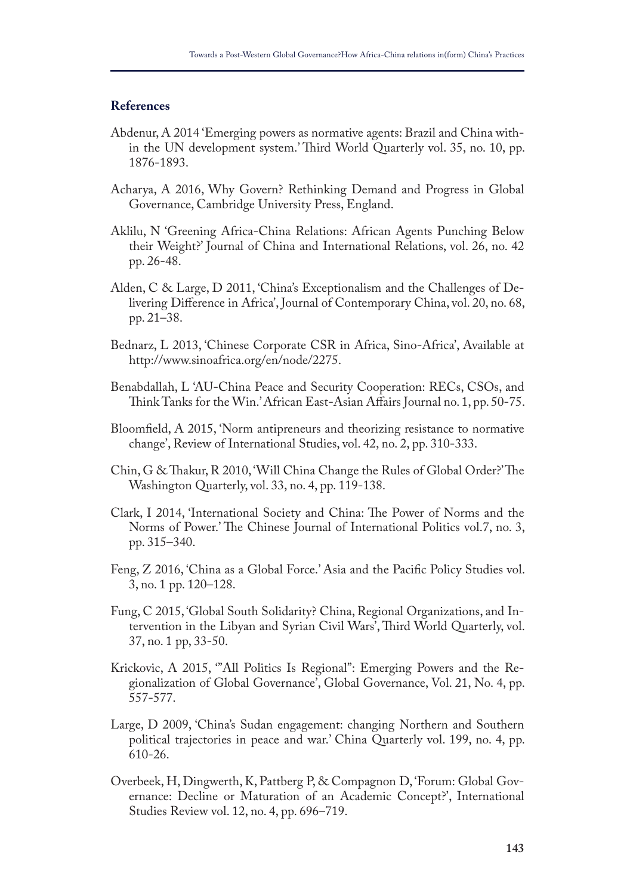**References**

Abdenur, A 2014 'Emerging powers as normative agents: Brazil and China within the UN development system.' Third World Quarterly vol. 35, no. 10, pp. 1876-1893.

Acharya, A 2016, Why Govern? Rethinking Demand and Progress in Global Governance, Cambridge University Press, England.

Aklilu, N 'Greening Africa-China Relations: African Agents Punching Below their Weight?' Journal of China and International Relations, vol. 26, no. 42 pp. 26-48.

Alden, C & Large, D 2011, 'China's Exceptionalism and the Challenges of Delivering Difference in Africa', Journal of Contemporary China, vol. 20, no. 68, pp. 21–38.

Bednarz, L 2013, 'Chinese Corporate CSR in Africa, Sino-Africa', Available at http://www.sinoafrica.org/en/node/2275.

Benabdallah, L 'AU-China Peace and Security Cooperation: RECs, CSOs, and Think Tanks for the Win.' African East-Asian Affairs Journal no. 1, pp. 50-75.

Bloomfield, A 2015, 'Norm antipreneurs and theorizing resistance to normative change', Review of International Studies, vol. 42, no. 2, pp. 310-333.

Chin, G & Thakur, R 2010, 'Will China Change the Rules of Global Order?' The Washington Quarterly, vol. 33, no. 4, pp. 119-138.

Clark, I 2014, 'International Society and China: The Power of Norms and the Norms of Power.' The Chinese Journal of International Politics vol.7, no. 3, pp. 315–340.

Feng, Z 2016, 'China as a Global Force.' Asia and the Pacific Policy Studies vol. 3, no. 1 pp. 120–128.

Fung, C 2015, 'Global South Solidarity? China, Regional Organizations, and Intervention in the Libyan and Syrian Civil Wars', Third World Quarterly, vol. 37, no. 1 pp, 33-50.

Krickovic, A 2015, '"All Politics Is Regional": Emerging Powers and the Regionalization of Global Governance', Global Governance, Vol. 21, No. 4, pp. 557-577.

Large, D 2009, 'China's Sudan engagement: changing Northern and Southern political trajectories in peace and war.' China Quarterly vol. 199, no. 4, pp. 610-26.

Overbeek, H, Dingwerth, K, Pattberg P, & Compagnon D, 'Forum: Global Governance: Decline or Maturation of an Academic Concept?', International Studies Review vol. 12, no. 4, pp. 696–719.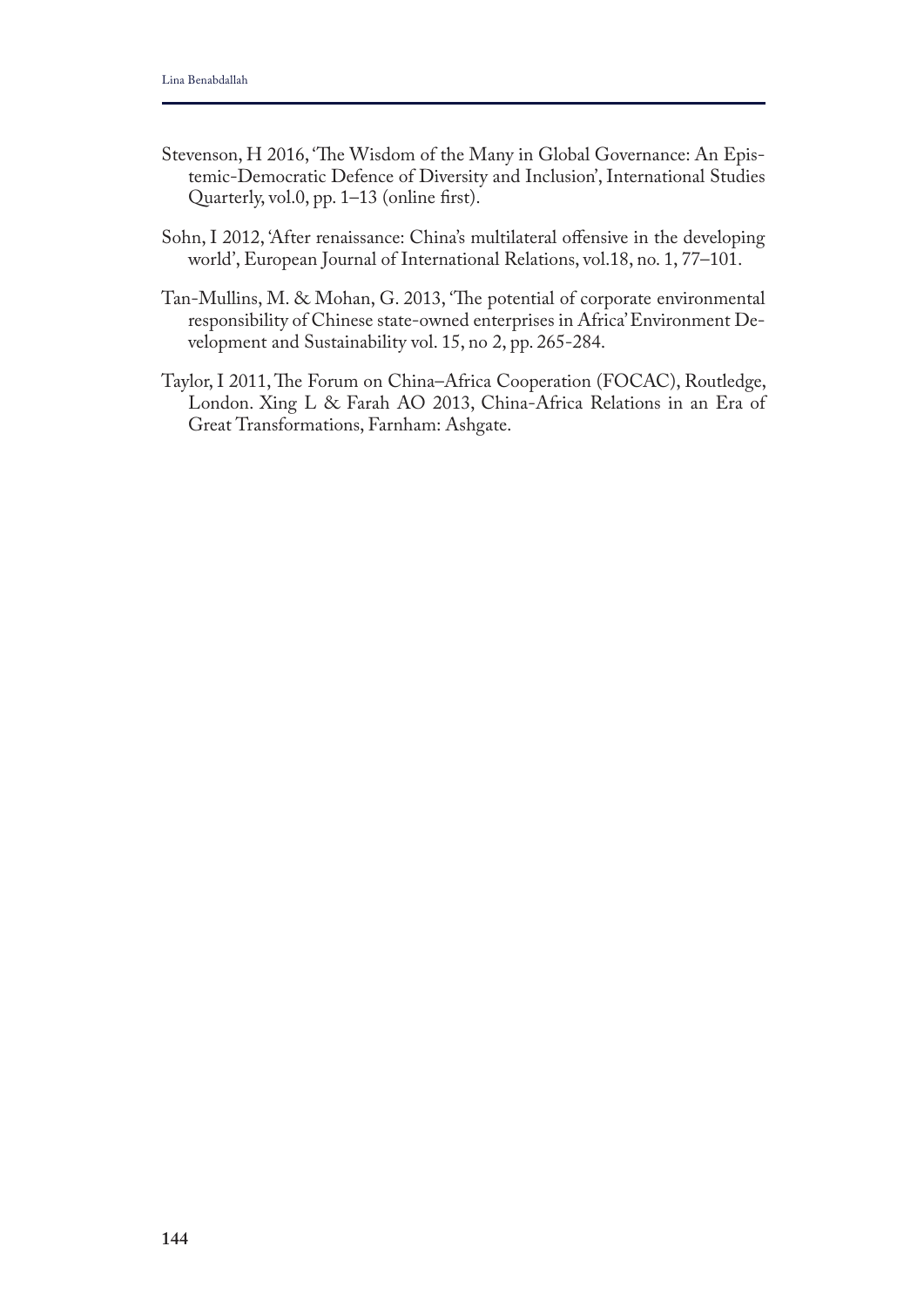Stevenson, H 2016, 'The Wisdom of the Many in Global Governance: An Epistemic-Democratic Defence of Diversity and Inclusion', International Studies Quarterly, vol.0, pp. 1–13 (online first).

Sohn, I 2012, 'After renaissance: China's multilateral offensive in the developing world', European Journal of International Relations, vol.18, no. 1, 77–101.

Tan-Mullins, M. & Mohan, G. 2013, 'The potential of corporate environmental responsibility of Chinese state-owned enterprises in Africa' Environment Development and Sustainability vol. 15, no 2, pp. 265-284.

Taylor, I 2011, The Forum on China–Africa Cooperation (FOCAC), Routledge, London. Xing L & Farah AO 2013, China-Africa Relations in an Era of Great Transformations, Farnham: Ashgate.